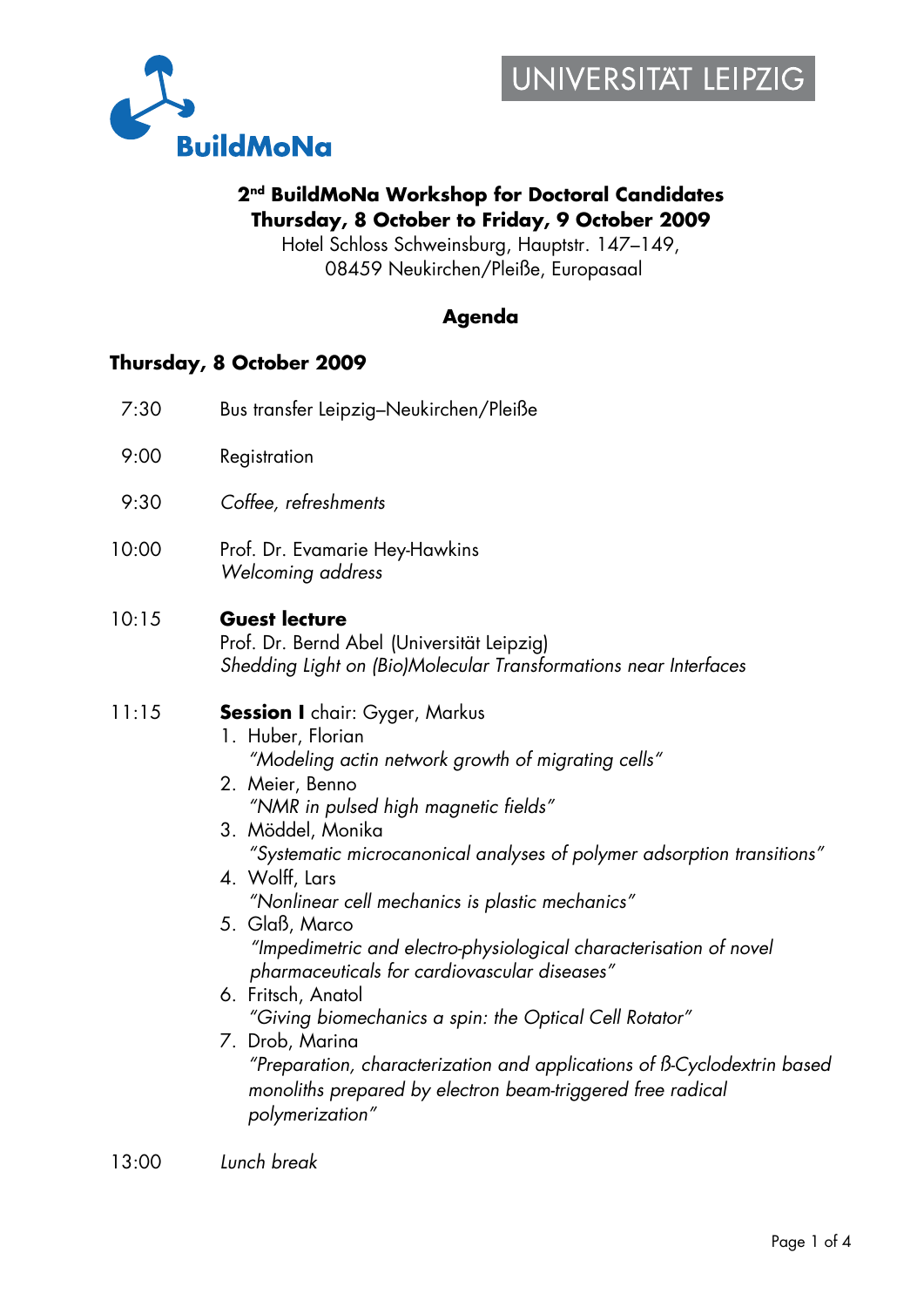BuildMoNa

UNIVERSITÄT LEIPZIG

# 2nd BuildMoNa Workshop for Doctoral Candidates

**Thursday, 8 October to Friday, 9 October 2009**

Hotel Schloss Schweinsburg, Hauptstr. 147–149,
08459 Neukirchen/Pleiße, Europasaal

## Agenda

### Thursday, 8 October 2009

7:30 Bus transfer Leipzig–Neukirchen/Pleiße

9:00 Registration

9:30 *Coffee, refreshments*

10:00 Prof. Dr. Evamarie Hey-Hawkins
*Welcoming address*

10:15 **Guest lecture**
Prof. Dr. Bernd Abel (Universität Leipzig)
*Shedding Light on (Bio)Molecular Transformations near Interfaces*

11:15 **Session I** chair: Gyger, Markus

1. Huber, Florian
   *"Modeling actin network growth of migrating cells"*
2. Meier, Benno
   *"NMR in pulsed high magnetic fields"*
3. Möddel, Monika
   *"Systematic microcanonical analyses of polymer adsorption transitions"*
4. Wolff, Lars
   *"Nonlinear cell mechanics is plastic mechanics"*
5. Glaß, Marco
   *"Impedimetric and electro-physiological characterisation of novel pharmaceuticals for cardiovascular diseases"*
6. Fritsch, Anatol
   *"Giving biomechanics a spin: the Optical Cell Rotator"*
7. Drob, Marina
   *"Preparation, characterization and applications of ß-Cyclodextrin based monoliths prepared by electron beam-triggered free radical polymerization"*

13:00 *Lunch break*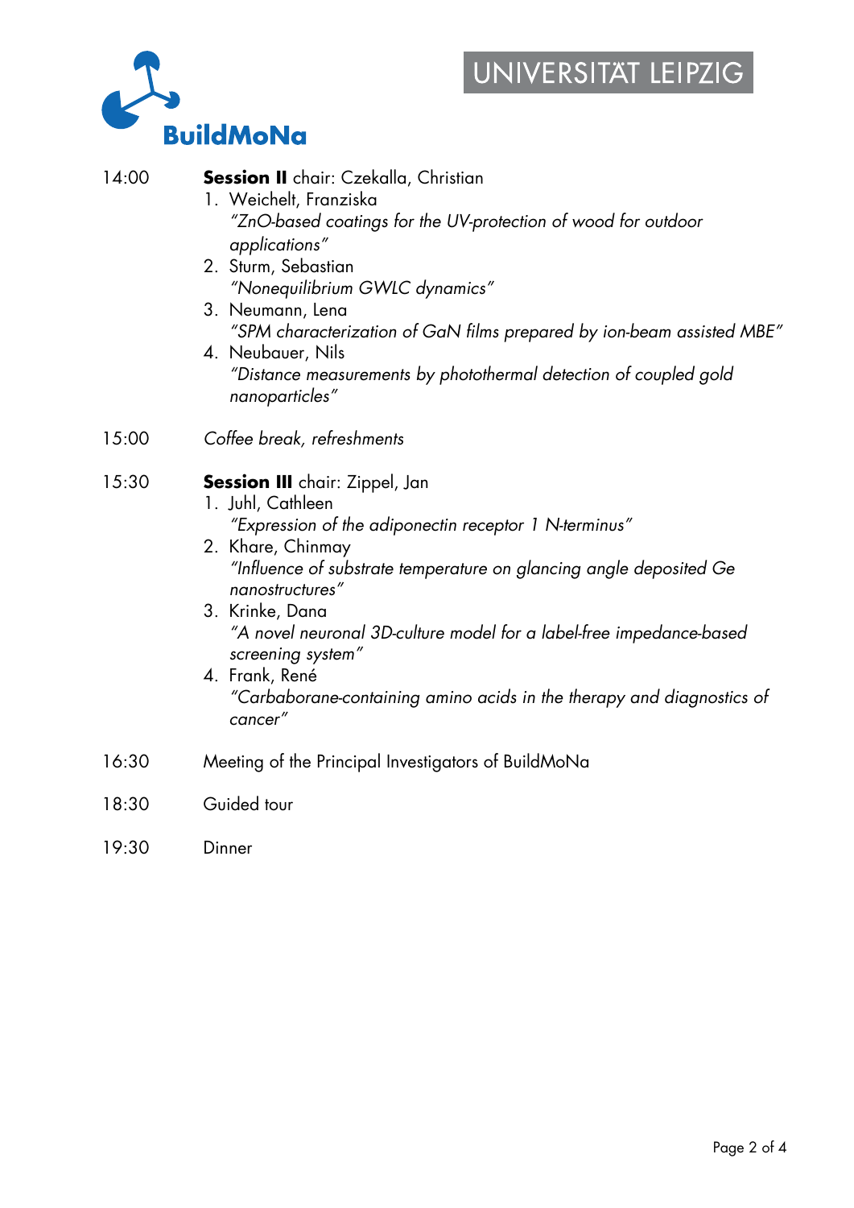14:00 **Session II** chair: Czekalla, Christian

1. Weichelt, Franziska
   *"ZnO-based coatings for the UV-protection of wood for outdoor applications"*
2. Sturm, Sebastian
   *"Nonequilibrium GWLC dynamics"*
3. Neumann, Lena
   *"SPM characterization of GaN films prepared by ion-beam assisted MBE"*
4. Neubauer, Nils
   *"Distance measurements by photothermal detection of coupled gold nanoparticles"*

15:00 *Coffee break, refreshments*

15:30 **Session III** chair: Zippel, Jan

1. Juhl, Cathleen
   *"Expression of the adiponectin receptor 1 N-terminus"*
2. Khare, Chinmay
   *"Influence of substrate temperature on glancing angle deposited Ge nanostructures"*
3. Krinke, Dana
   *"A novel neuronal 3D-culture model for a label-free impedance-based screening system"*
4. Frank, René
   *"Carbaborane-containing amino acids in the therapy and diagnostics of cancer"*

16:30 Meeting of the Principal Investigators of BuildMoNa

18:30 Guided tour

19:30 Dinner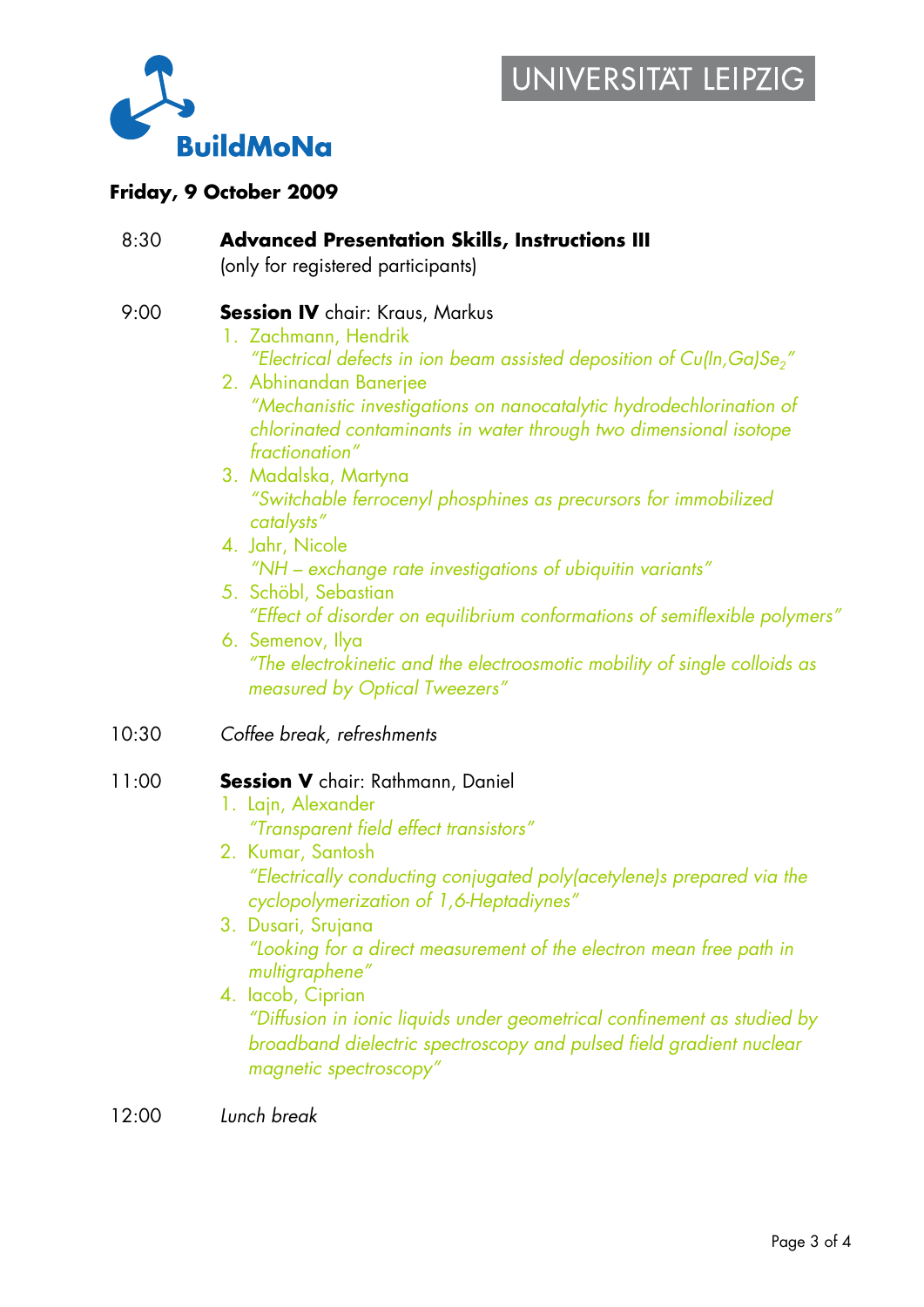BuildMoNa

UNIVERSITÄT LEIPZIG

**Friday, 9 October 2009**

8:30 **Advanced Presentation Skills, Instructions III**
(only for registered participants)

9:00 **Session IV** chair: Kraus, Markus

1. Zachmann, Hendrik
   *"Electrical defects in ion beam assisted deposition of Cu(In,Ga)$Se_2$"*
2. Abhinandan Banerjee
   *"Mechanistic investigations on nanocatalytic hydrodechlorination of chlorinated contaminants in water through two dimensional isotope fractionation"*
3. Madalska, Martyna
   *"Switchable ferrocenyl phosphines as precursors for immobilized catalysts"*
4. Jahr, Nicole
   *"NH – exchange rate investigations of ubiquitin variants"*
5. Schöbl, Sebastian
   *"Effect of disorder on equilibrium conformations of semiflexible polymers"*
6. Semenov, Ilya
   *"The electrokinetic and the electroosmotic mobility of single colloids as measured by Optical Tweezers"*

10:30 *Coffee break, refreshments*

11:00 **Session V** chair: Rathmann, Daniel

1. Lajn, Alexander
   *"Transparent field effect transistors"*
2. Kumar, Santosh
   *"Electrically conducting conjugated poly(acetylene)s prepared via the cyclopolymerization of 1,6-Heptadiynes"*
3. Dusari, Srujana
   *"Looking for a direct measurement of the electron mean free path in multigraphene"*
4. Iacob, Ciprian
   *"Diffusion in ionic liquids under geometrical confinement as studied by broadband dielectric spectroscopy and pulsed field gradient nuclear magnetic spectroscopy"*

12:00 *Lunch break*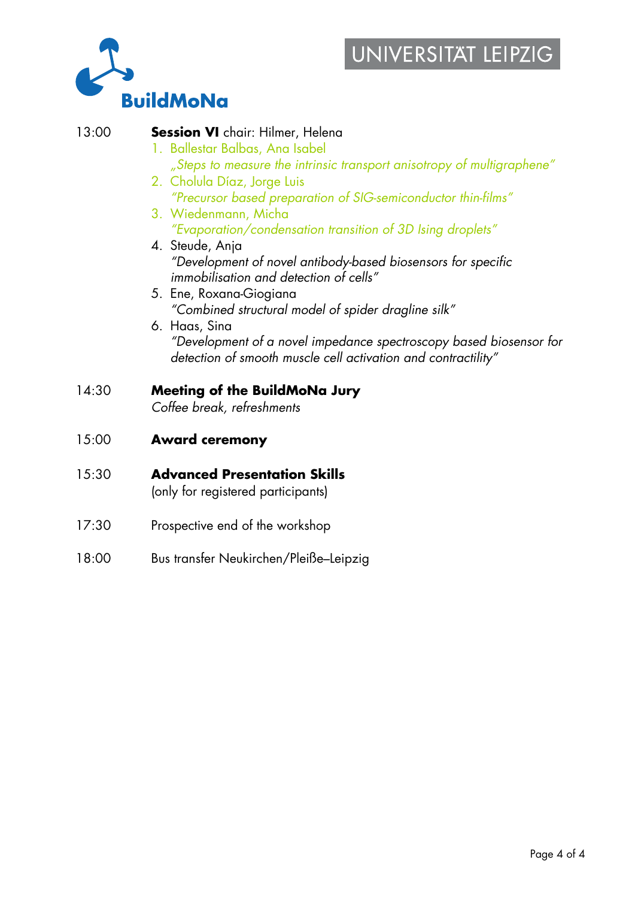BuildMoNa

UNIVERSITÄT LEIPZIG

13:00 **Session VI** chair: Hilmer, Helena

1. Ballestar Balbas, Ana Isabel  
   *„Steps to measure the intrinsic transport anisotropy of multigraphene"*
2. Cholula Díaz, Jorge Luis  
   *"Precursor based preparation of SIG-semiconductor thin-films"*
3. Wiedenmann, Micha  
   *"Evaporation/condensation transition of 3D Ising droplets"*
4. Steude, Anja  
   *"Development of novel antibody-based biosensors for specific immobilisation and detection of cells"*
5. Ene, Roxana-Giogiana  
   *"Combined structural model of spider dragline silk"*
6. Haas, Sina  
   *"Development of a novel impedance spectroscopy based biosensor for detection of smooth muscle cell activation and contractility"*

14:30 **Meeting of the BuildMoNa Jury**  
*Coffee break, refreshments*

15:00 **Award ceremony**

15:30 **Advanced Presentation Skills**  
(only for registered participants)

17:30 Prospective end of the workshop

18:00 Bus transfer Neukirchen/Pleiße–Leipzig